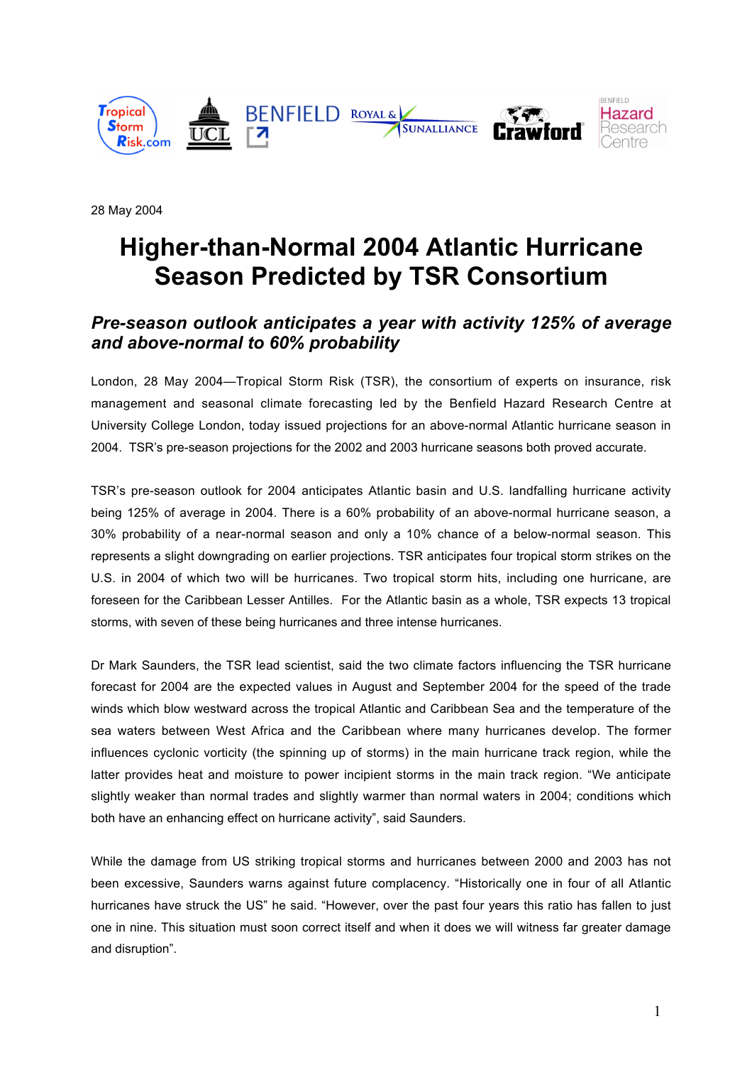28 May 2004

# Higher-than-Normal 2004 Atlantic Hurricane Season Predicted by TSR Consortium

## *Pre-season outlook anticipates a year with activity 125% of average and above-normal to 60% probability*

London, 28 May 2004—Tropical Storm Risk (TSR), the consortium of experts on insurance, risk management and seasonal climate forecasting led by the Benfield Hazard Research Centre at University College London, today issued projections for an above-normal Atlantic hurricane season in 2004. TSR's pre-season projections for the 2002 and 2003 hurricane seasons both proved accurate.

TSR's pre-season outlook for 2004 anticipates Atlantic basin and U.S. landfalling hurricane activity being 125% of average in 2004. There is a 60% probability of an above-normal hurricane season, a 30% probability of a near-normal season and only a 10% chance of a below-normal season. This represents a slight downgrading on earlier projections. TSR anticipates four tropical storm strikes on the U.S. in 2004 of which two will be hurricanes. Two tropical storm hits, including one hurricane, are foreseen for the Caribbean Lesser Antilles. For the Atlantic basin as a whole, TSR expects 13 tropical storms, with seven of these being hurricanes and three intense hurricanes.

Dr Mark Saunders, the TSR lead scientist, said the two climate factors influencing the TSR hurricane forecast for 2004 are the expected values in August and September 2004 for the speed of the trade winds which blow westward across the tropical Atlantic and Caribbean Sea and the temperature of the sea waters between West Africa and the Caribbean where many hurricanes develop. The former influences cyclonic vorticity (the spinning up of storms) in the main hurricane track region, while the latter provides heat and moisture to power incipient storms in the main track region. "We anticipate slightly weaker than normal trades and slightly warmer than normal waters in 2004; conditions which both have an enhancing effect on hurricane activity", said Saunders.

While the damage from US striking tropical storms and hurricanes between 2000 and 2003 has not been excessive, Saunders warns against future complacency. "Historically one in four of all Atlantic hurricanes have struck the US" he said. "However, over the past four years this ratio has fallen to just one in nine. This situation must soon correct itself and when it does we will witness far greater damage and disruption".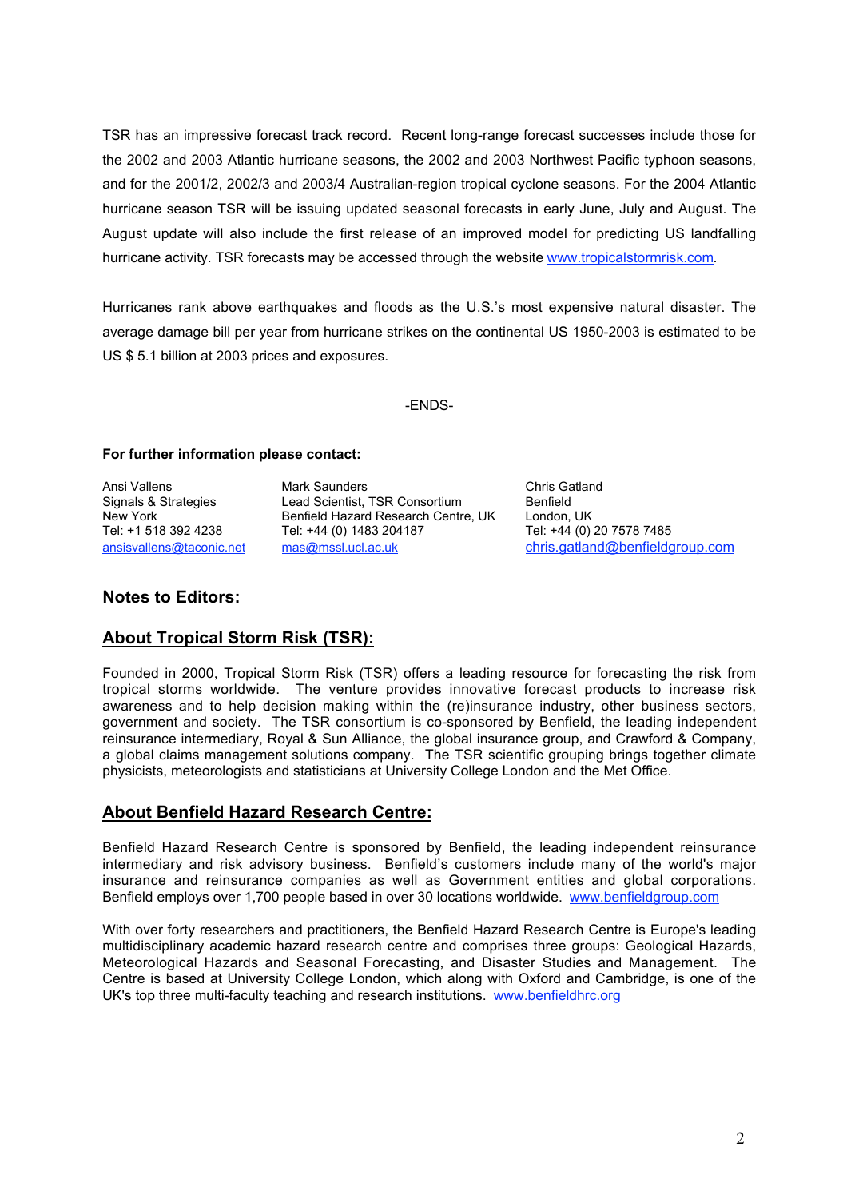TSR has an impressive forecast track record. Recent long-range forecast successes include those for the 2002 and 2003 Atlantic hurricane seasons, the 2002 and 2003 Northwest Pacific typhoon seasons, and for the 2001/2, 2002/3 and 2003/4 Australian-region tropical cyclone seasons. For the 2004 Atlantic hurricane season TSR will be issuing updated seasonal forecasts in early June, July and August. The August update will also include the first release of an improved model for predicting US landfalling hurricane activity. TSR forecasts may be accessed through the website www.tropicalstormrisk.com.

Hurricanes rank above earthquakes and floods as the U.S.'s most expensive natural disaster. The average damage bill per year from hurricane strikes on the continental US 1950-2003 is estimated to be US $ 5.1 billion at 2003 prices and exposures.

-ENDS-

**For further information please contact:**

| | | |
|---|---|---|
| Ansi Vallens<br>Signals & Strategies<br>New York<br>Tel: +1 518 392 4238<br>ansisvallens@taconic.net | Mark Saunders<br>Lead Scientist, TSR Consortium<br>Benfield Hazard Research Centre, UK<br>Tel: +44 (0) 1483 204187<br>mas@mssl.ucl.ac.uk | Chris Gatland<br>Benfield<br>London, UK<br>Tel: +44 (0) 20 7578 7485<br>chris.gatland@benfieldgroup.com |

## Notes to Editors:

## About Tropical Storm Risk (TSR):

Founded in 2000, Tropical Storm Risk (TSR) offers a leading resource for forecasting the risk from tropical storms worldwide. The venture provides innovative forecast products to increase risk awareness and to help decision making within the (re)insurance industry, other business sectors, government and society. The TSR consortium is co-sponsored by Benfield, the leading independent reinsurance intermediary, Royal & Sun Alliance, the global insurance group, and Crawford & Company, a global claims management solutions company. The TSR scientific grouping brings together climate physicists, meteorologists and statisticians at University College London and the Met Office.

## About Benfield Hazard Research Centre:

Benfield Hazard Research Centre is sponsored by Benfield, the leading independent reinsurance intermediary and risk advisory business. Benfield's customers include many of the world's major insurance and reinsurance companies as well as Government entities and global corporations. Benfield employs over 1,700 people based in over 30 locations worldwide. www.benfieldgroup.com

With over forty researchers and practitioners, the Benfield Hazard Research Centre is Europe's leading multidisciplinary academic hazard research centre and comprises three groups: Geological Hazards, Meteorological Hazards and Seasonal Forecasting, and Disaster Studies and Management. The Centre is based at University College London, which along with Oxford and Cambridge, is one of the UK's top three multi-faculty teaching and research institutions. www.benfieldhrc.org